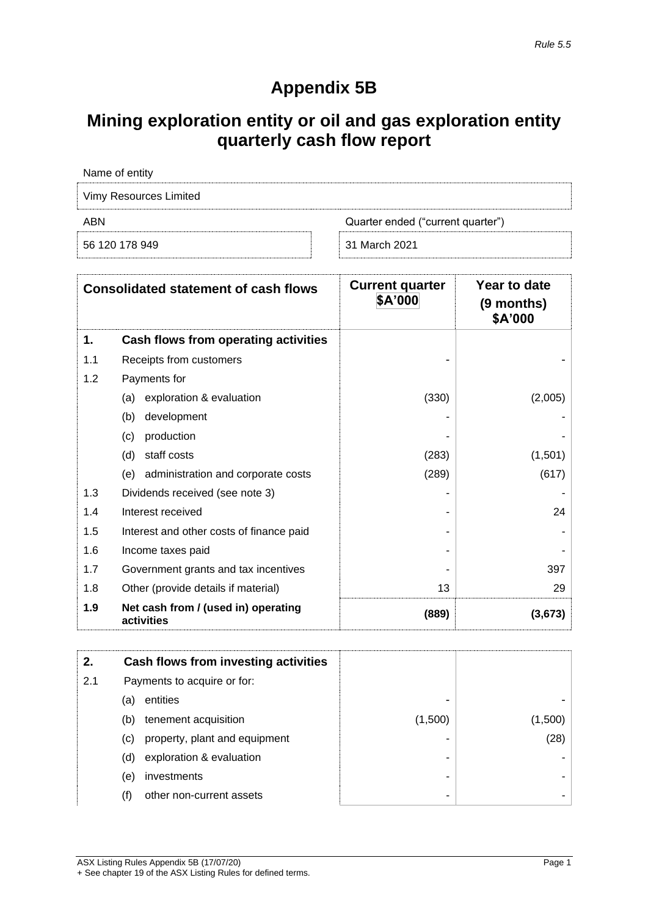*Rule 5.5*

# Appendix 5B

# Mining exploration entity or oil and gas exploration entity quarterly cash flow report

Name of entity

Vimy Resources Limited

| ABN | Quarter ended ("current quarter") |
|---|---|
| 56 120 178 949 | 31 March 2021 |

| Consolidated statement of cash flows | | Current quarter $A'000 | Year to date (9 months) $A'000 |
|---|---|---|---|
| **1.** | **Cash flows from operating activities** | | |
| 1.1 | Receipts from customers | - | - |
| 1.2 | Payments for | | |
| | (a) exploration & evaluation | (330) | (2,005) |
| | (b) development | - | - |
| | (c) production | - | - |
| | (d) staff costs | (283) | (1,501) |
| | (e) administration and corporate costs | (289) | (617) |
| 1.3 | Dividends received (see note 3) | - | - |
| 1.4 | Interest received | - | 24 |
| 1.5 | Interest and other costs of finance paid | - | - |
| 1.6 | Income taxes paid | - | - |
| 1.7 | Government grants and tax incentives | - | 397 |
| 1.8 | Other (provide details if material) | 13 | 29 |
| **1.9** | **Net cash from / (used in) operating activities** | **(889)** | **(3,673)** |

| | | | |
|---|---|---|---|
| **2.** | **Cash flows from investing activities** | | |
| 2.1 | Payments to acquire or for: | | |
| | (a) entities | - | - |
| | (b) tenement acquisition | (1,500) | (1,500) |
| | (c) property, plant and equipment | - | (28) |
| | (d) exploration & evaluation | - | - |
| | (e) investments | - | - |
| | (f) other non-current assets | - | - |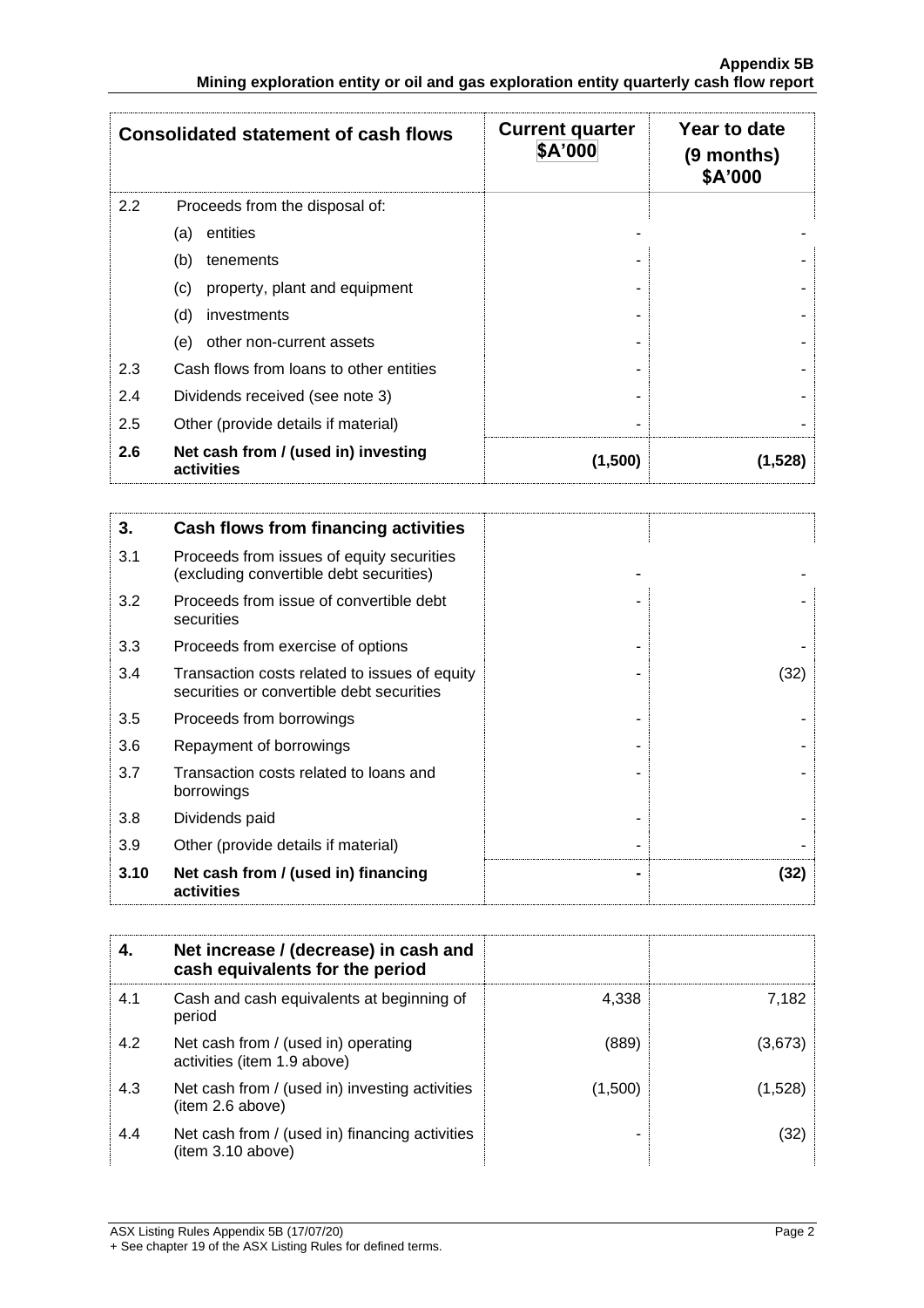| Consolidated statement of cash flows | | Current quarter $A'000 | Year to date (9 months) $A'000 |
|---|---|---|---|
| 2.2 | Proceeds from the disposal of: | | |
| | (a) entities | - | - |
| | (b) tenements | - | - |
| | (c) property, plant and equipment | - | - |
| | (d) investments | - | - |
| | (e) other non-current assets | - | - |
| 2.3 | Cash flows from loans to other entities | - | - |
| 2.4 | Dividends received (see note 3) | - | - |
| 2.5 | Other (provide details if material) | - | - |
| **2.6** | **Net cash from / (used in) investing activities** | **(1,500)** | **(1,528)** |

| **3.** | **Cash flows from financing activities** | | |
|---|---|---|---|
| 3.1 | Proceeds from issues of equity securities (excluding convertible debt securities) | - | - |
| 3.2 | Proceeds from issue of convertible debt securities | - | - |
| 3.3 | Proceeds from exercise of options | - | - |
| 3.4 | Transaction costs related to issues of equity securities or convertible debt securities | - | (32) |
| 3.5 | Proceeds from borrowings | - | - |
| 3.6 | Repayment of borrowings | - | - |
| 3.7 | Transaction costs related to loans and borrowings | - | - |
| 3.8 | Dividends paid | - | - |
| 3.9 | Other (provide details if material) | - | - |
| **3.10** | **Net cash from / (used in) financing activities** | **-** | **(32)** |

| **4.** | **Net increase / (decrease) in cash and cash equivalents for the period** | | |
|---|---|---|---|
| 4.1 | Cash and cash equivalents at beginning of period | 4,338 | 7,182 |
| 4.2 | Net cash from / (used in) operating activities (item 1.9 above) | (889) | (3,673) |
| 4.3 | Net cash from / (used in) investing activities (item 2.6 above) | (1,500) | (1,528) |
| 4.4 | Net cash from / (used in) financing activities (item 3.10 above) | - | (32) |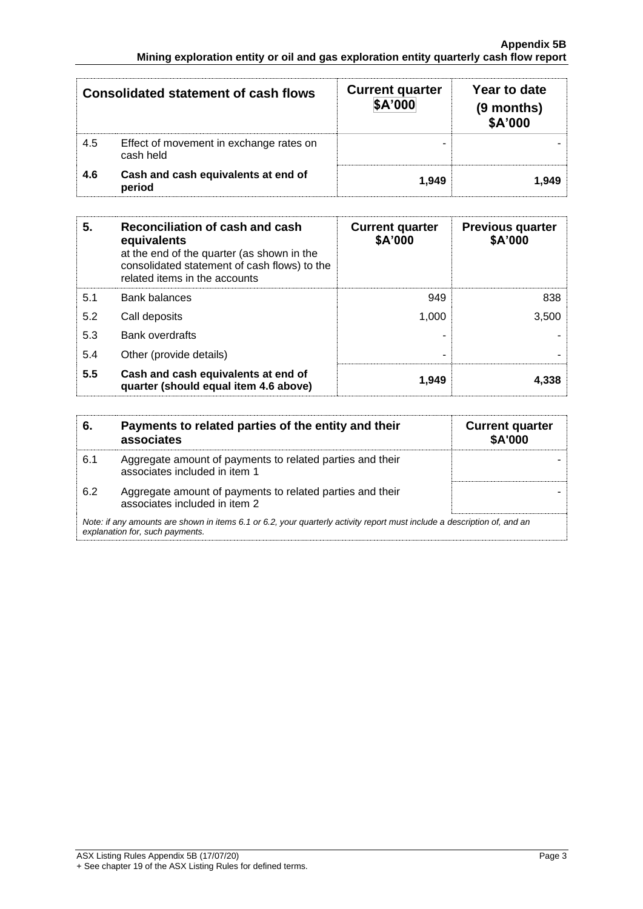| Consolidated statement of cash flows | | Current quarter $A'000 | Year to date (9 months) $A'000 |
|---|---|---|---|
| 4.5 | Effect of movement in exchange rates on cash held | - | - |
| **4.6** | **Cash and cash equivalents at end of period** | **1,949** | **1,949** |

| 5. | Reconciliation of cash and cash equivalents at the end of the quarter (as shown in the consolidated statement of cash flows) to the related items in the accounts | Current quarter $A'000 | Previous quarter $A'000 |
|---|---|---|---|
| 5.1 | Bank balances | 949 | 838 |
| 5.2 | Call deposits | 1,000 | 3,500 |
| 5.3 | Bank overdrafts | - | - |
| 5.4 | Other (provide details) | - | - |
| **5.5** | **Cash and cash equivalents at end of quarter (should equal item 4.6 above)** | **1,949** | **4,338** |

| 6. | Payments to related parties of the entity and their associates | Current quarter $A'000 |
|---|---|---|
| 6.1 | Aggregate amount of payments to related parties and their associates included in item 1 | - |
| 6.2 | Aggregate amount of payments to related parties and their associates included in item 2 | - |

*Note: if any amounts are shown in items 6.1 or 6.2, your quarterly activity report must include a description of, and an explanation for, such payments.*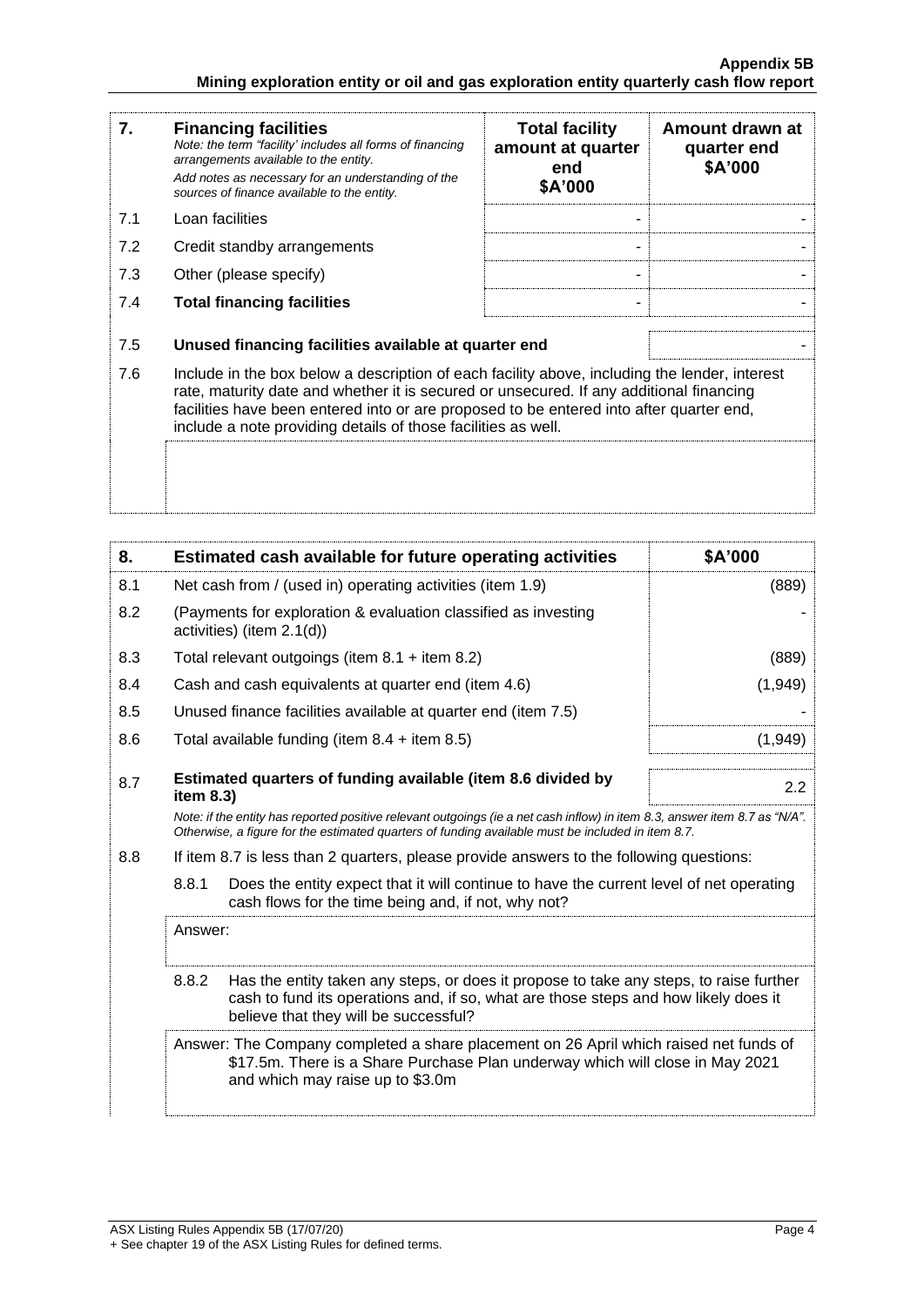| 7. | **Financing facilities**<br>*Note: the term "facility' includes all forms of financing arrangements available to the entity.*<br>*Add notes as necessary for an understanding of the sources of finance available to the entity.* | **Total facility amount at quarter end**<br>**$A'000** | **Amount drawn at quarter end**<br>**$A'000** |
|---|---|---|---|
| 7.1 | Loan facilities | - | - |
| 7.2 | Credit standby arrangements | - | - |
| 7.3 | Other (please specify) | - | - |
| 7.4 | **Total financing facilities** | - | - |

| | | |
|---|---|---|
| 7.5 | **Unused financing facilities available at quarter end** | - |
| 7.6 | Include in the box below a description of each facility above, including the lender, interest rate, maturity date and whether it is secured or unsecured. If any additional financing facilities have been entered into or are proposed to be entered into after quarter end, include a note providing details of those facilities as well. | |

| 8. | **Estimated cash available for future operating activities** | **$A'000** |
|---|---|---|
| 8.1 | Net cash from / (used in) operating activities (item 1.9) | (889) |
| 8.2 | (Payments for exploration & evaluation classified as investing activities) (item 2.1(d)) | - |
| 8.3 | Total relevant outgoings (item 8.1 + item 8.2) | (889) |
| 8.4 | Cash and cash equivalents at quarter end (item 4.6) | (1,949) |
| 8.5 | Unused finance facilities available at quarter end (item 7.5) | - |
| 8.6 | Total available funding (item 8.4 + item 8.5) | (1,949) |
| 8.7 | **Estimated quarters of funding available (item 8.6 divided by item 8.3)** | 2.2 |

*Note: if the entity has reported positive relevant outgoings (ie a net cash inflow) in item 8.3, answer item 8.7 as "N/A". Otherwise, a figure for the estimated quarters of funding available must be included in item 8.7.*

8.8 If item 8.7 is less than 2 quarters, please provide answers to the following questions:

8.8.1 Does the entity expect that it will continue to have the current level of net operating cash flows for the time being and, if not, why not?

Answer:

8.8.2 Has the entity taken any steps, or does it propose to take any steps, to raise further cash to fund its operations and, if so, what are those steps and how likely does it believe that they will be successful?

Answer: The Company completed a share placement on 26 April which raised net funds of $17.5m. There is a Share Purchase Plan underway which will close in May 2021 and which may raise up to $3.0m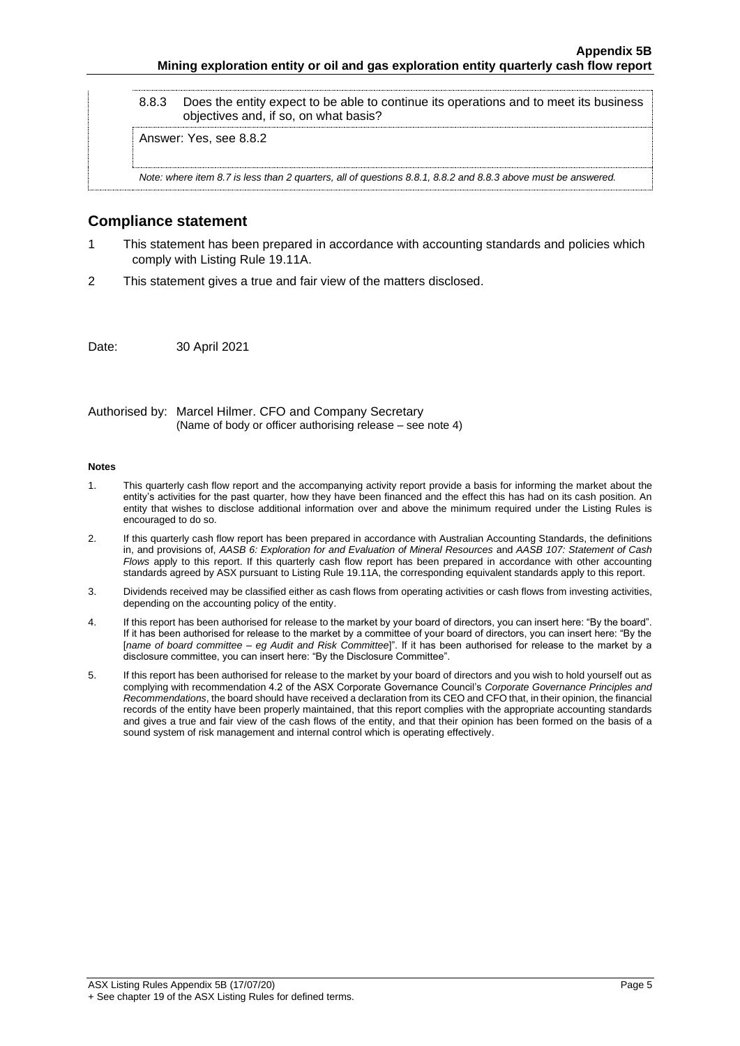| | |
|---|---|
| 8.8.3 | Does the entity expect to be able to continue its operations and to meet its business objectives and, if so, on what basis? |
| | Answer: Yes, see 8.8.2 |

*Note: where item 8.7 is less than 2 quarters, all of questions 8.8.1, 8.8.2 and 8.8.3 above must be answered.*

## Compliance statement

1 This statement has been prepared in accordance with accounting standards and policies which comply with Listing Rule 19.11A.

2 This statement gives a true and fair view of the matters disclosed.

Date: 30 April 2021

Authorised by: Marcel Hilmer. CFO and Company Secretary
(Name of body or officer authorising release – see note 4)

**Notes**

1. This quarterly cash flow report and the accompanying activity report provide a basis for informing the market about the entity's activities for the past quarter, how they have been financed and the effect this has had on its cash position. An entity that wishes to disclose additional information over and above the minimum required under the Listing Rules is encouraged to do so.
2. If this quarterly cash flow report has been prepared in accordance with Australian Accounting Standards, the definitions in, and provisions of, *AASB 6: Exploration for and Evaluation of Mineral Resources* and *AASB 107: Statement of Cash Flows* apply to this report. If this quarterly cash flow report has been prepared in accordance with other accounting standards agreed by ASX pursuant to Listing Rule 19.11A, the corresponding equivalent standards apply to this report.
3. Dividends received may be classified either as cash flows from operating activities or cash flows from investing activities, depending on the accounting policy of the entity.
4. If this report has been authorised for release to the market by your board of directors, you can insert here: "By the board". If it has been authorised for release to the market by a committee of your board of directors, you can insert here: "By the [*name of board committee – eg Audit and Risk Committee*]". If it has been authorised for release to the market by a disclosure committee, you can insert here: "By the Disclosure Committee".
5. If this report has been authorised for release to the market by your board of directors and you wish to hold yourself out as complying with recommendation 4.2 of the ASX Corporate Governance Council's *Corporate Governance Principles and Recommendations*, the board should have received a declaration from its CEO and CFO that, in their opinion, the financial records of the entity have been properly maintained, that this report complies with the appropriate accounting standards and gives a true and fair view of the cash flows of the entity, and that their opinion has been formed on the basis of a sound system of risk management and internal control which is operating effectively.